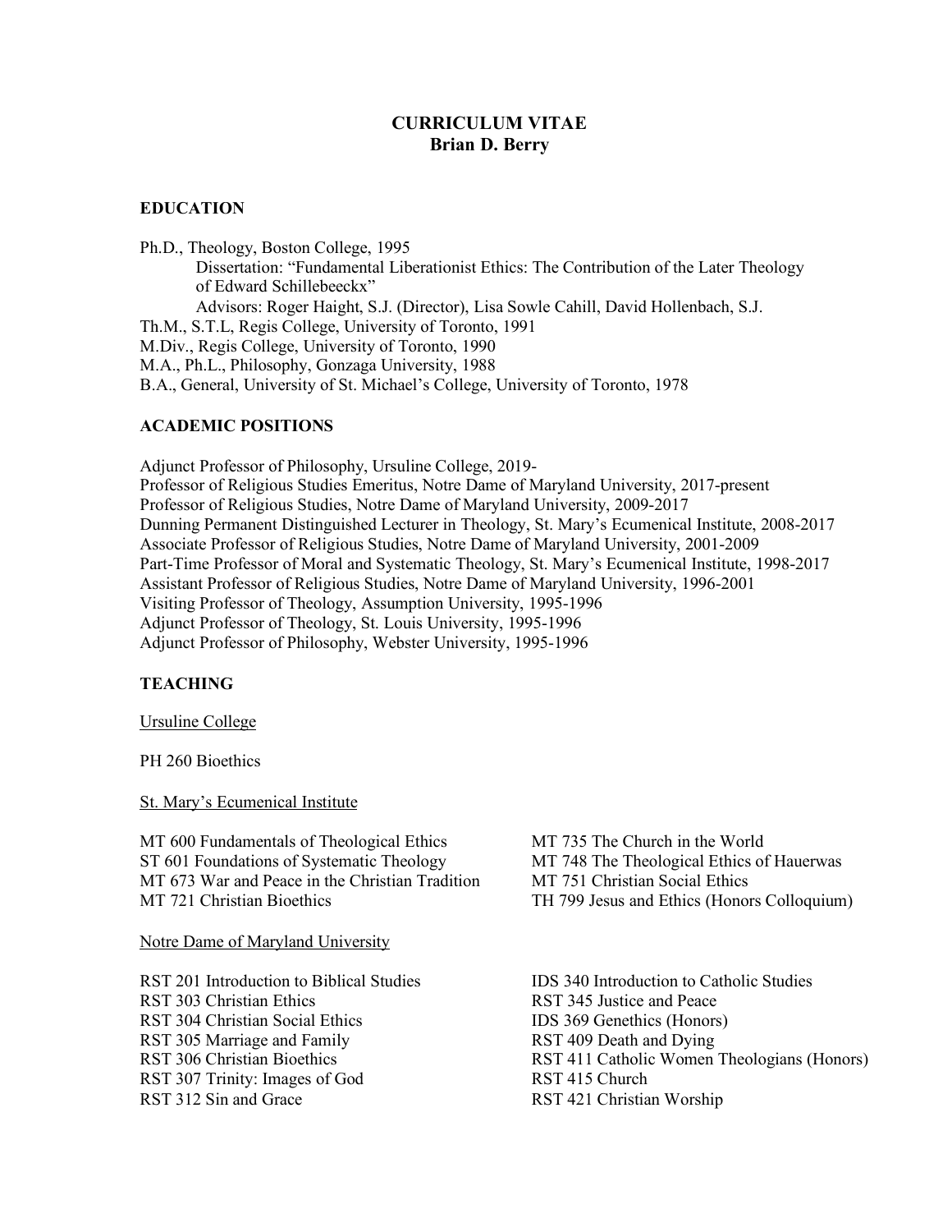# CURRICULUM VITAE
## Brian D. Berry

### EDUCATION

Ph.D., Theology, Boston College, 1995
Dissertation: "Fundamental Liberationist Ethics: The Contribution of the Later Theology of Edward Schillebeeckx"
Advisors: Roger Haight, S.J. (Director), Lisa Sowle Cahill, David Hollenbach, S.J.
Th.M., S.T.L, Regis College, University of Toronto, 1991
M.Div., Regis College, University of Toronto, 1990
M.A., Ph.L., Philosophy, Gonzaga University, 1988
B.A., General, University of St. Michael's College, University of Toronto, 1978

### ACADEMIC POSITIONS

Adjunct Professor of Philosophy, Ursuline College, 2019-
Professor of Religious Studies Emeritus, Notre Dame of Maryland University, 2017-present
Professor of Religious Studies, Notre Dame of Maryland University, 2009-2017
Dunning Permanent Distinguished Lecturer in Theology, St. Mary's Ecumenical Institute, 2008-2017
Associate Professor of Religious Studies, Notre Dame of Maryland University, 2001-2009
Part-Time Professor of Moral and Systematic Theology, St. Mary's Ecumenical Institute, 1998-2017
Assistant Professor of Religious Studies, Notre Dame of Maryland University, 1996-2001
Visiting Professor of Theology, Assumption University, 1995-1996
Adjunct Professor of Theology, St. Louis University, 1995-1996
Adjunct Professor of Philosophy, Webster University, 1995-1996

### TEACHING

<u>Ursuline College</u>

PH 260 Bioethics

<u>St. Mary's Ecumenical Institute</u>

MT 600 Fundamentals of Theological Ethics
ST 601 Foundations of Systematic Theology
MT 673 War and Peace in the Christian Tradition
MT 721 Christian Bioethics
MT 735 The Church in the World
MT 748 The Theological Ethics of Hauerwas
MT 751 Christian Social Ethics
TH 799 Jesus and Ethics (Honors Colloquium)

<u>Notre Dame of Maryland University</u>

RST 201 Introduction to Biblical Studies
RST 303 Christian Ethics
RST 304 Christian Social Ethics
RST 305 Marriage and Family
RST 306 Christian Bioethics
RST 307 Trinity: Images of God
RST 312 Sin and Grace
IDS 340 Introduction to Catholic Studies
RST 345 Justice and Peace
IDS 369 Genethics (Honors)
RST 409 Death and Dying
RST 411 Catholic Women Theologians (Honors)
RST 415 Church
RST 421 Christian Worship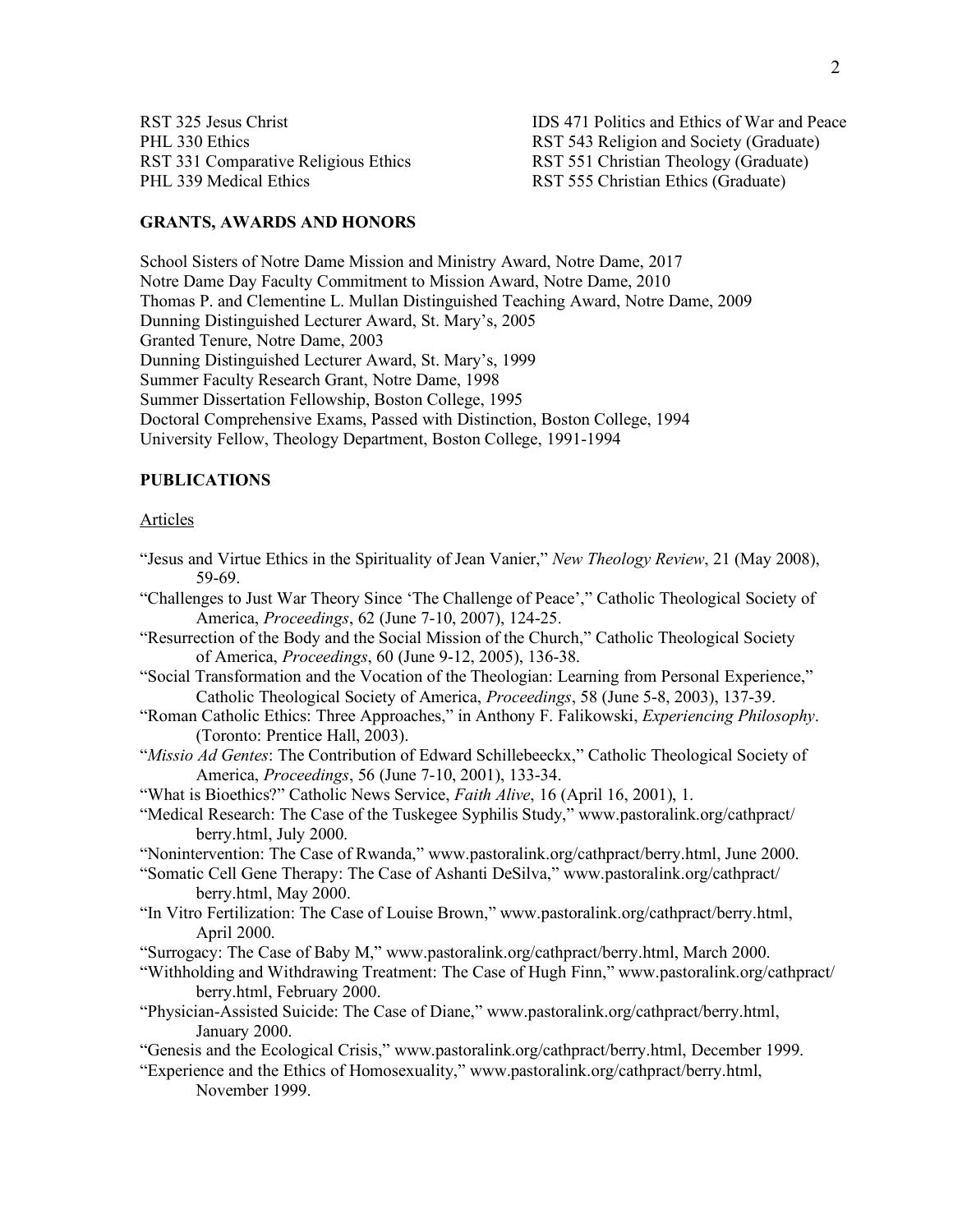RST 325 Jesus Christ
PHL 330 Ethics
RST 331 Comparative Religious Ethics
PHL 339 Medical Ethics
IDS 471 Politics and Ethics of War and Peace
RST 543 Religion and Society (Graduate)
RST 551 Christian Theology (Graduate)
RST 555 Christian Ethics (Graduate)

## GRANTS, AWARDS AND HONORS

School Sisters of Notre Dame Mission and Ministry Award, Notre Dame, 2017
Notre Dame Day Faculty Commitment to Mission Award, Notre Dame, 2010
Thomas P. and Clementine L. Mullan Distinguished Teaching Award, Notre Dame, 2009
Dunning Distinguished Lecturer Award, St. Mary's, 2005
Granted Tenure, Notre Dame, 2003
Dunning Distinguished Lecturer Award, St. Mary's, 1999
Summer Faculty Research Grant, Notre Dame, 1998
Summer Dissertation Fellowship, Boston College, 1995
Doctoral Comprehensive Exams, Passed with Distinction, Boston College, 1994
University Fellow, Theology Department, Boston College, 1991-1994

## PUBLICATIONS

### Articles

"Jesus and Virtue Ethics in the Spirituality of Jean Vanier," *New Theology Review*, 21 (May 2008), 59-69.

"Challenges to Just War Theory Since 'The Challenge of Peace'," Catholic Theological Society of America, *Proceedings*, 62 (June 7-10, 2007), 124-25.

"Resurrection of the Body and the Social Mission of the Church," Catholic Theological Society of America, *Proceedings*, 60 (June 9-12, 2005), 136-38.

"Social Transformation and the Vocation of the Theologian: Learning from Personal Experience," Catholic Theological Society of America, *Proceedings*, 58 (June 5-8, 2003), 137-39.

"Roman Catholic Ethics: Three Approaches," in Anthony F. Falikowski, *Experiencing Philosophy*. (Toronto: Prentice Hall, 2003).

"*Missio Ad Gentes*: The Contribution of Edward Schillebeeckx," Catholic Theological Society of America, *Proceedings*, 56 (June 7-10, 2001), 133-34.

"What is Bioethics?" Catholic News Service, *Faith Alive*, 16 (April 16, 2001), 1.

"Medical Research: The Case of the Tuskegee Syphilis Study," www.pastoralink.org/cathpract/berry.html, July 2000.

"Nonintervention: The Case of Rwanda," www.pastoralink.org/cathpract/berry.html, June 2000.

"Somatic Cell Gene Therapy: The Case of Ashanti DeSilva," www.pastoralink.org/cathpract/berry.html, May 2000.

"In Vitro Fertilization: The Case of Louise Brown," www.pastoralink.org/cathpract/berry.html, April 2000.

"Surrogacy: The Case of Baby M," www.pastoralink.org/cathpract/berry.html, March 2000.

"Withholding and Withdrawing Treatment: The Case of Hugh Finn," www.pastoralink.org/cathpract/berry.html, February 2000.

"Physician-Assisted Suicide: The Case of Diane," www.pastoralink.org/cathpract/berry.html, January 2000.

"Genesis and the Ecological Crisis," www.pastoralink.org/cathpract/berry.html, December 1999.

"Experience and the Ethics of Homosexuality," www.pastoralink.org/cathpract/berry.html, November 1999.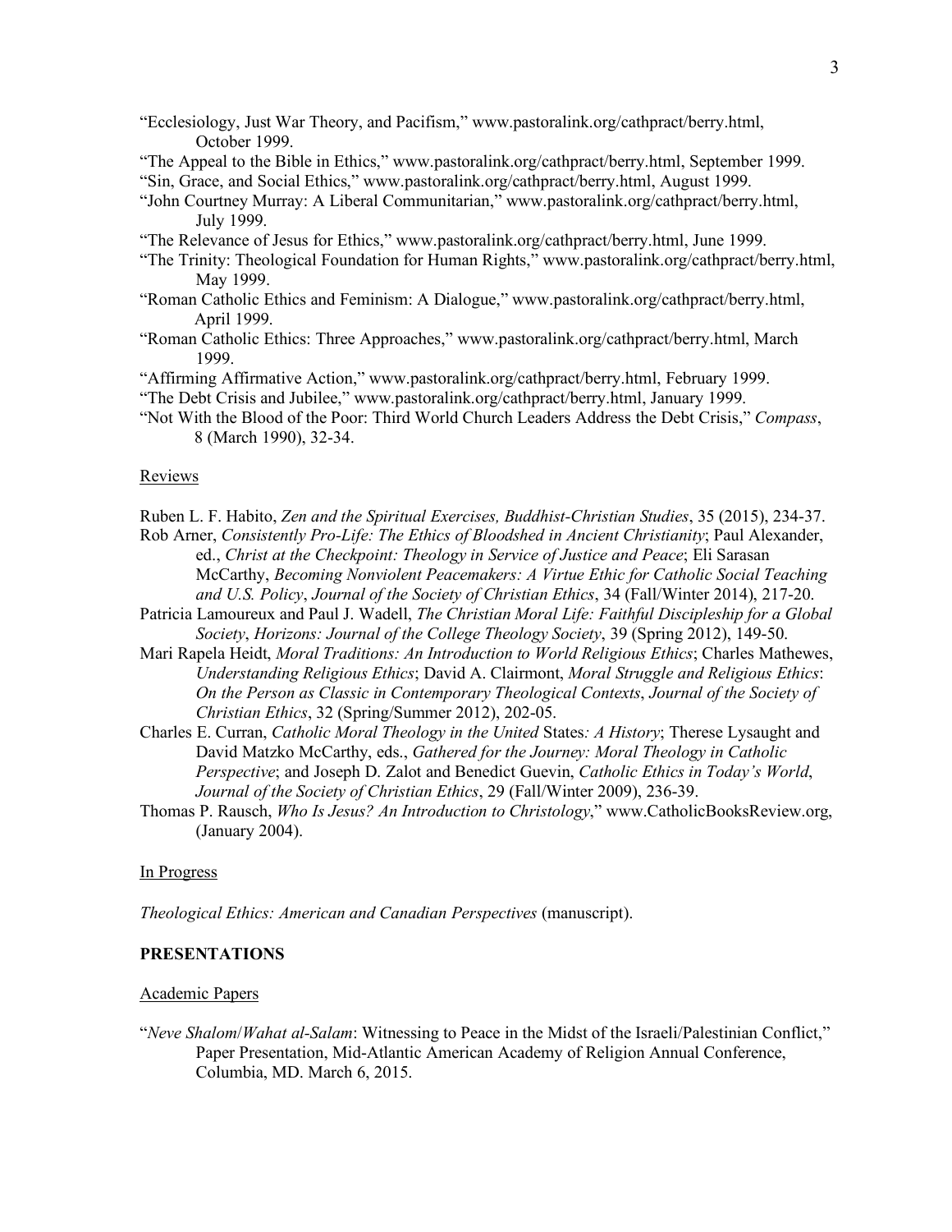"Ecclesiology, Just War Theory, and Pacifism," www.pastoralink.org/cathpract/berry.html, October 1999.

"The Appeal to the Bible in Ethics," www.pastoralink.org/cathpract/berry.html, September 1999.

"Sin, Grace, and Social Ethics," www.pastoralink.org/cathpract/berry.html, August 1999.

"John Courtney Murray: A Liberal Communitarian," www.pastoralink.org/cathpract/berry.html, July 1999.

"The Relevance of Jesus for Ethics," www.pastoralink.org/cathpract/berry.html, June 1999.

"The Trinity: Theological Foundation for Human Rights," www.pastoralink.org/cathpract/berry.html, May 1999.

"Roman Catholic Ethics and Feminism: A Dialogue," www.pastoralink.org/cathpract/berry.html, April 1999.

"Roman Catholic Ethics: Three Approaches," www.pastoralink.org/cathpract/berry.html, March 1999.

"Affirming Affirmative Action," www.pastoralink.org/cathpract/berry.html, February 1999.

"The Debt Crisis and Jubilee," www.pastoralink.org/cathpract/berry.html, January 1999.

"Not With the Blood of the Poor: Third World Church Leaders Address the Debt Crisis," *Compass*, 8 (March 1990), 32-34.

Reviews

Ruben L. F. Habito, *Zen and the Spiritual Exercises, Buddhist-Christian Studies*, 35 (2015), 234-37.

Rob Arner, *Consistently Pro-Life: The Ethics of Bloodshed in Ancient Christianity*; Paul Alexander, ed., *Christ at the Checkpoint: Theology in Service of Justice and Peace*; Eli Sarasan McCarthy, *Becoming Nonviolent Peacemakers: A Virtue Ethic for Catholic Social Teaching and U.S. Policy*, *Journal of the Society of Christian Ethics*, 34 (Fall/Winter 2014), 217-20.

Patricia Lamoureux and Paul J. Wadell, *The Christian Moral Life: Faithful Discipleship for a Global Society*, *Horizons: Journal of the College Theology Society*, 39 (Spring 2012), 149-50.

Mari Rapela Heidt, *Moral Traditions: An Introduction to World Religious Ethics*; Charles Mathewes, *Understanding Religious Ethics*; David A. Clairmont, *Moral Struggle and Religious Ethics*: *On the Person as Classic in Contemporary Theological Contexts*, *Journal of the Society of Christian Ethics*, 32 (Spring/Summer 2012), 202-05.

Charles E. Curran, *Catholic Moral Theology in the United* States*: A History*; Therese Lysaught and David Matzko McCarthy, eds., *Gathered for the Journey: Moral Theology in Catholic Perspective*; and Joseph D. Zalot and Benedict Guevin, *Catholic Ethics in Today's World*, *Journal of the Society of Christian Ethics*, 29 (Fall/Winter 2009), 236-39.

Thomas P. Rausch, *Who Is Jesus? An Introduction to Christology*," www.CatholicBooksReview.org, (January 2004).

In Progress

*Theological Ethics: American and Canadian Perspectives* (manuscript).

**PRESENTATIONS**

Academic Papers

"*Neve Shalom*/*Wahat al-Salam*: Witnessing to Peace in the Midst of the Israeli/Palestinian Conflict," Paper Presentation, Mid-Atlantic American Academy of Religion Annual Conference, Columbia, MD. March 6, 2015.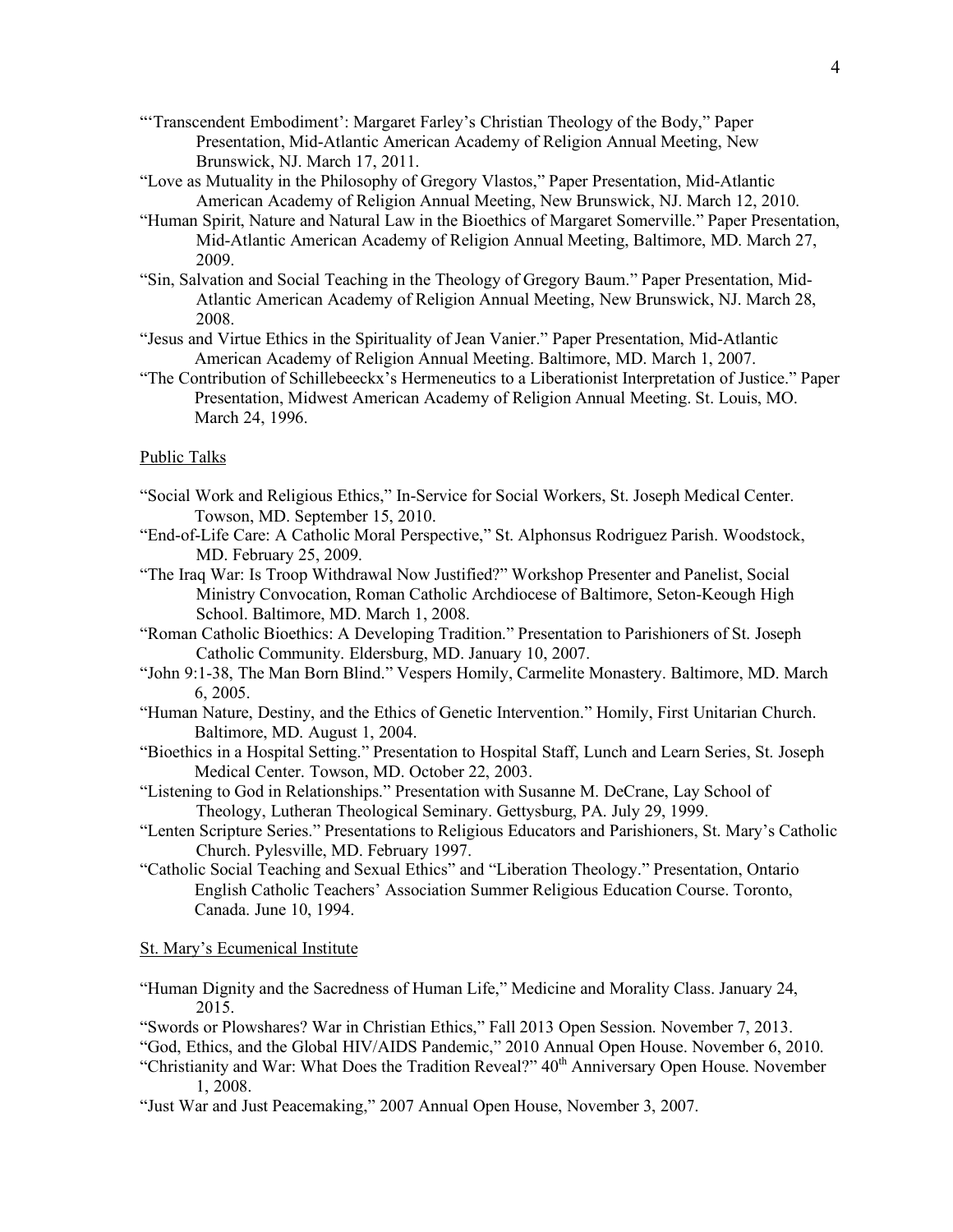"'Transcendent Embodiment': Margaret Farley's Christian Theology of the Body," Paper Presentation, Mid-Atlantic American Academy of Religion Annual Meeting, New Brunswick, NJ. March 17, 2011.

"Love as Mutuality in the Philosophy of Gregory Vlastos," Paper Presentation, Mid-Atlantic American Academy of Religion Annual Meeting, New Brunswick, NJ. March 12, 2010.

"Human Spirit, Nature and Natural Law in the Bioethics of Margaret Somerville." Paper Presentation, Mid-Atlantic American Academy of Religion Annual Meeting, Baltimore, MD. March 27, 2009.

"Sin, Salvation and Social Teaching in the Theology of Gregory Baum." Paper Presentation, Mid-Atlantic American Academy of Religion Annual Meeting, New Brunswick, NJ. March 28, 2008.

"Jesus and Virtue Ethics in the Spirituality of Jean Vanier." Paper Presentation, Mid-Atlantic American Academy of Religion Annual Meeting. Baltimore, MD. March 1, 2007.

"The Contribution of Schillebeeckx's Hermeneutics to a Liberationist Interpretation of Justice." Paper Presentation, Midwest American Academy of Religion Annual Meeting. St. Louis, MO. March 24, 1996.

Public Talks

"Social Work and Religious Ethics," In-Service for Social Workers, St. Joseph Medical Center. Towson, MD. September 15, 2010.

"End-of-Life Care: A Catholic Moral Perspective," St. Alphonsus Rodriguez Parish. Woodstock, MD. February 25, 2009.

"The Iraq War: Is Troop Withdrawal Now Justified?" Workshop Presenter and Panelist, Social Ministry Convocation, Roman Catholic Archdiocese of Baltimore, Seton-Keough High School. Baltimore, MD. March 1, 2008.

"Roman Catholic Bioethics: A Developing Tradition." Presentation to Parishioners of St. Joseph Catholic Community. Eldersburg, MD. January 10, 2007.

"John 9:1-38, The Man Born Blind." Vespers Homily, Carmelite Monastery. Baltimore, MD. March 6, 2005.

"Human Nature, Destiny, and the Ethics of Genetic Intervention." Homily, First Unitarian Church. Baltimore, MD. August 1, 2004.

"Bioethics in a Hospital Setting." Presentation to Hospital Staff, Lunch and Learn Series, St. Joseph Medical Center. Towson, MD. October 22, 2003.

"Listening to God in Relationships." Presentation with Susanne M. DeCrane, Lay School of Theology, Lutheran Theological Seminary. Gettysburg, PA. July 29, 1999.

"Lenten Scripture Series." Presentations to Religious Educators and Parishioners, St. Mary's Catholic Church. Pylesville, MD. February 1997.

"Catholic Social Teaching and Sexual Ethics" and "Liberation Theology." Presentation, Ontario English Catholic Teachers' Association Summer Religious Education Course. Toronto, Canada. June 10, 1994.

St. Mary's Ecumenical Institute

"Human Dignity and the Sacredness of Human Life," Medicine and Morality Class. January 24, 2015.

"Swords or Plowshares? War in Christian Ethics," Fall 2013 Open Session. November 7, 2013.

"God, Ethics, and the Global HIV/AIDS Pandemic," 2010 Annual Open House. November 6, 2010.

"Christianity and War: What Does the Tradition Reveal?" 40th Anniversary Open House. November 1, 2008.

"Just War and Just Peacemaking," 2007 Annual Open House, November 3, 2007.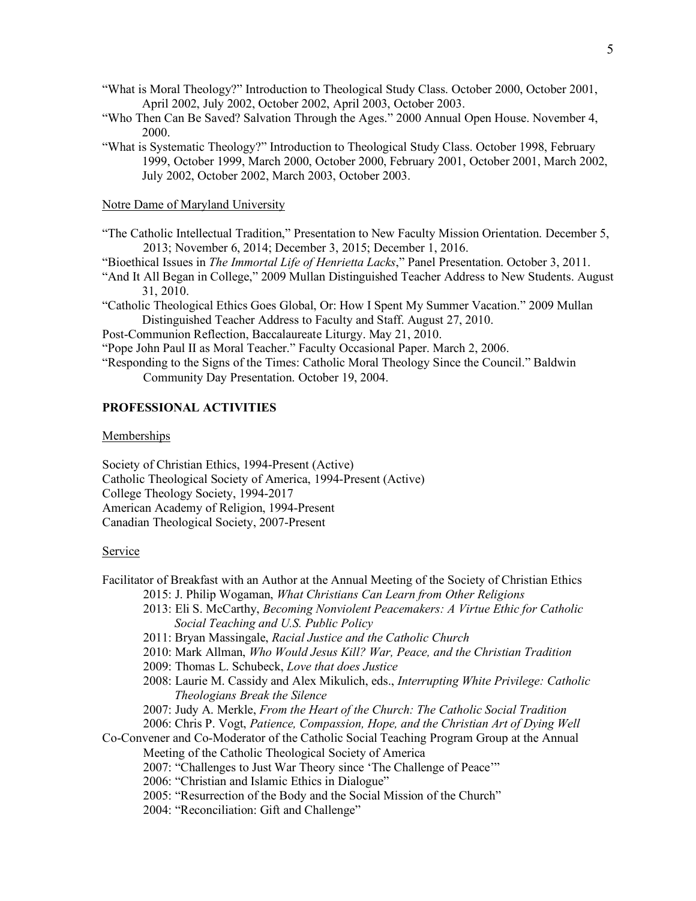"What is Moral Theology?" Introduction to Theological Study Class. October 2000, October 2001, April 2002, July 2002, October 2002, April 2003, October 2003.

"Who Then Can Be Saved? Salvation Through the Ages." 2000 Annual Open House. November 4, 2000.

"What is Systematic Theology?" Introduction to Theological Study Class. October 1998, February 1999, October 1999, March 2000, October 2000, February 2001, October 2001, March 2002, July 2002, October 2002, March 2003, October 2003.

Notre Dame of Maryland University

"The Catholic Intellectual Tradition," Presentation to New Faculty Mission Orientation. December 5, 2013; November 6, 2014; December 3, 2015; December 1, 2016.

"Bioethical Issues in *The Immortal Life of Henrietta Lacks*," Panel Presentation. October 3, 2011.

"And It All Began in College," 2009 Mullan Distinguished Teacher Address to New Students. August 31, 2010.

"Catholic Theological Ethics Goes Global, Or: How I Spent My Summer Vacation." 2009 Mullan Distinguished Teacher Address to Faculty and Staff. August 27, 2010.

Post-Communion Reflection, Baccalaureate Liturgy. May 21, 2010.

"Pope John Paul II as Moral Teacher." Faculty Occasional Paper. March 2, 2006.

"Responding to the Signs of the Times: Catholic Moral Theology Since the Council." Baldwin Community Day Presentation. October 19, 2004.

## PROFESSIONAL ACTIVITIES

Memberships

Society of Christian Ethics, 1994-Present (Active)
Catholic Theological Society of America, 1994-Present (Active)
College Theology Society, 1994-2017
American Academy of Religion, 1994-Present
Canadian Theological Society, 2007-Present

Service

Facilitator of Breakfast with an Author at the Annual Meeting of the Society of Christian Ethics

- 2015: J. Philip Wogaman, *What Christians Can Learn from Other Religions*
- 2013: Eli S. McCarthy, *Becoming Nonviolent Peacemakers: A Virtue Ethic for Catholic Social Teaching and U.S. Public Policy*
- 2011: Bryan Massingale, *Racial Justice and the Catholic Church*
- 2010: Mark Allman, *Who Would Jesus Kill? War, Peace, and the Christian Tradition*
- 2009: Thomas L. Schubeck, *Love that does Justice*
- 2008: Laurie M. Cassidy and Alex Mikulich, eds., *Interrupting White Privilege: Catholic Theologians Break the Silence*
- 2007: Judy A. Merkle, *From the Heart of the Church: The Catholic Social Tradition*
- 2006: Chris P. Vogt, *Patience, Compassion, Hope, and the Christian Art of Dying Well*

Co-Convener and Co-Moderator of the Catholic Social Teaching Program Group at the Annual Meeting of the Catholic Theological Society of America

- 2007: "Challenges to Just War Theory since 'The Challenge of Peace'"
- 2006: "Christian and Islamic Ethics in Dialogue"
- 2005: "Resurrection of the Body and the Social Mission of the Church"
- 2004: "Reconciliation: Gift and Challenge"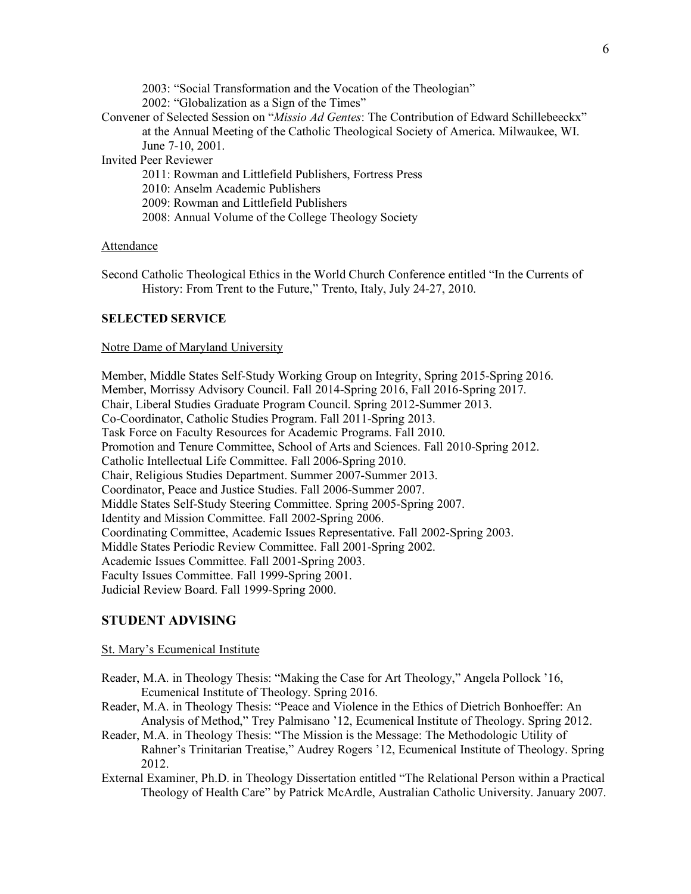2003: "Social Transformation and the Vocation of the Theologian"
2002: "Globalization as a Sign of the Times"

Convener of Selected Session on "*Missio Ad Gentes*: The Contribution of Edward Schillebeeckx" at the Annual Meeting of the Catholic Theological Society of America. Milwaukee, WI. June 7-10, 2001.

Invited Peer Reviewer
2011: Rowman and Littlefield Publishers, Fortress Press
2010: Anselm Academic Publishers
2009: Rowman and Littlefield Publishers
2008: Annual Volume of the College Theology Society

Attendance

Second Catholic Theological Ethics in the World Church Conference entitled "In the Currents of History: From Trent to the Future," Trento, Italy, July 24-27, 2010.

**SELECTED SERVICE**

Notre Dame of Maryland University

Member, Middle States Self-Study Working Group on Integrity, Spring 2015-Spring 2016.
Member, Morrissy Advisory Council. Fall 2014-Spring 2016, Fall 2016-Spring 2017.
Chair, Liberal Studies Graduate Program Council. Spring 2012-Summer 2013.
Co-Coordinator, Catholic Studies Program. Fall 2011-Spring 2013.
Task Force on Faculty Resources for Academic Programs. Fall 2010.
Promotion and Tenure Committee, School of Arts and Sciences. Fall 2010-Spring 2012.
Catholic Intellectual Life Committee. Fall 2006-Spring 2010.
Chair, Religious Studies Department. Summer 2007-Summer 2013.
Coordinator, Peace and Justice Studies. Fall 2006-Summer 2007.
Middle States Self-Study Steering Committee. Spring 2005-Spring 2007.
Identity and Mission Committee. Fall 2002-Spring 2006.
Coordinating Committee, Academic Issues Representative. Fall 2002-Spring 2003.
Middle States Periodic Review Committee. Fall 2001-Spring 2002.
Academic Issues Committee. Fall 2001-Spring 2003.
Faculty Issues Committee. Fall 1999-Spring 2001.
Judicial Review Board. Fall 1999-Spring 2000.

## STUDENT ADVISING

St. Mary's Ecumenical Institute

Reader, M.A. in Theology Thesis: "Making the Case for Art Theology," Angela Pollock '16, Ecumenical Institute of Theology. Spring 2016.

Reader, M.A. in Theology Thesis: "Peace and Violence in the Ethics of Dietrich Bonhoeffer: An Analysis of Method," Trey Palmisano '12, Ecumenical Institute of Theology. Spring 2012.

Reader, M.A. in Theology Thesis: "The Mission is the Message: The Methodologic Utility of Rahner's Trinitarian Treatise," Audrey Rogers '12, Ecumenical Institute of Theology. Spring 2012.

External Examiner, Ph.D. in Theology Dissertation entitled "The Relational Person within a Practical Theology of Health Care" by Patrick McArdle, Australian Catholic University. January 2007.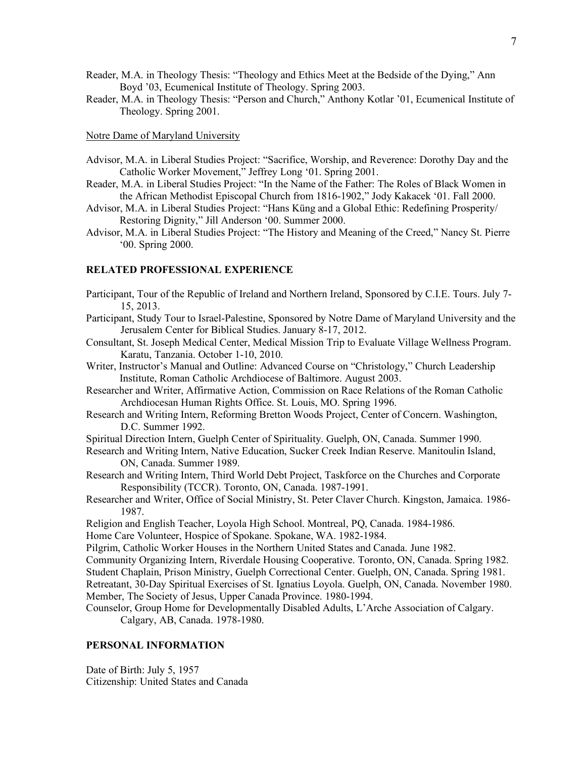Reader, M.A. in Theology Thesis: "Theology and Ethics Meet at the Bedside of the Dying," Ann Boyd '03, Ecumenical Institute of Theology. Spring 2003.

Reader, M.A. in Theology Thesis: "Person and Church," Anthony Kotlar '01, Ecumenical Institute of Theology. Spring 2001.

Notre Dame of Maryland University

Advisor, M.A. in Liberal Studies Project: "Sacrifice, Worship, and Reverence: Dorothy Day and the Catholic Worker Movement," Jeffrey Long '01. Spring 2001.

Reader, M.A. in Liberal Studies Project: "In the Name of the Father: The Roles of Black Women in the African Methodist Episcopal Church from 1816-1902," Jody Kakacek '01. Fall 2000.

Advisor, M.A. in Liberal Studies Project: "Hans Küng and a Global Ethic: Redefining Prosperity/ Restoring Dignity," Jill Anderson '00. Summer 2000.

Advisor, M.A. in Liberal Studies Project: "The History and Meaning of the Creed," Nancy St. Pierre '00. Spring 2000.

## RELATED PROFESSIONAL EXPERIENCE

Participant, Tour of the Republic of Ireland and Northern Ireland, Sponsored by C.I.E. Tours. July 7-15, 2013.

Participant, Study Tour to Israel-Palestine, Sponsored by Notre Dame of Maryland University and the Jerusalem Center for Biblical Studies. January 8-17, 2012.

Consultant, St. Joseph Medical Center, Medical Mission Trip to Evaluate Village Wellness Program. Karatu, Tanzania. October 1-10, 2010.

Writer, Instructor's Manual and Outline: Advanced Course on "Christology," Church Leadership Institute, Roman Catholic Archdiocese of Baltimore. August 2003.

Researcher and Writer, Affirmative Action, Commission on Race Relations of the Roman Catholic Archdiocesan Human Rights Office. St. Louis, MO. Spring 1996.

Research and Writing Intern, Reforming Bretton Woods Project, Center of Concern. Washington, D.C. Summer 1992.

Spiritual Direction Intern, Guelph Center of Spirituality. Guelph, ON, Canada. Summer 1990.

Research and Writing Intern, Native Education, Sucker Creek Indian Reserve. Manitoulin Island, ON, Canada. Summer 1989.

Research and Writing Intern, Third World Debt Project, Taskforce on the Churches and Corporate Responsibility (TCCR). Toronto, ON, Canada. 1987-1991.

Researcher and Writer, Office of Social Ministry, St. Peter Claver Church. Kingston, Jamaica. 1986-1987.

Religion and English Teacher, Loyola High School. Montreal, PQ, Canada. 1984-1986.

Home Care Volunteer, Hospice of Spokane. Spokane, WA. 1982-1984.

Pilgrim, Catholic Worker Houses in the Northern United States and Canada. June 1982.

Community Organizing Intern, Riverdale Housing Cooperative. Toronto, ON, Canada. Spring 1982.

Student Chaplain, Prison Ministry, Guelph Correctional Center. Guelph, ON, Canada. Spring 1981.

Retreatant, 30-Day Spiritual Exercises of St. Ignatius Loyola. Guelph, ON, Canada. November 1980.

Member, The Society of Jesus, Upper Canada Province. 1980-1994.

Counselor, Group Home for Developmentally Disabled Adults, L'Arche Association of Calgary. Calgary, AB, Canada. 1978-1980.

## PERSONAL INFORMATION

Date of Birth: July 5, 1957
Citizenship: United States and Canada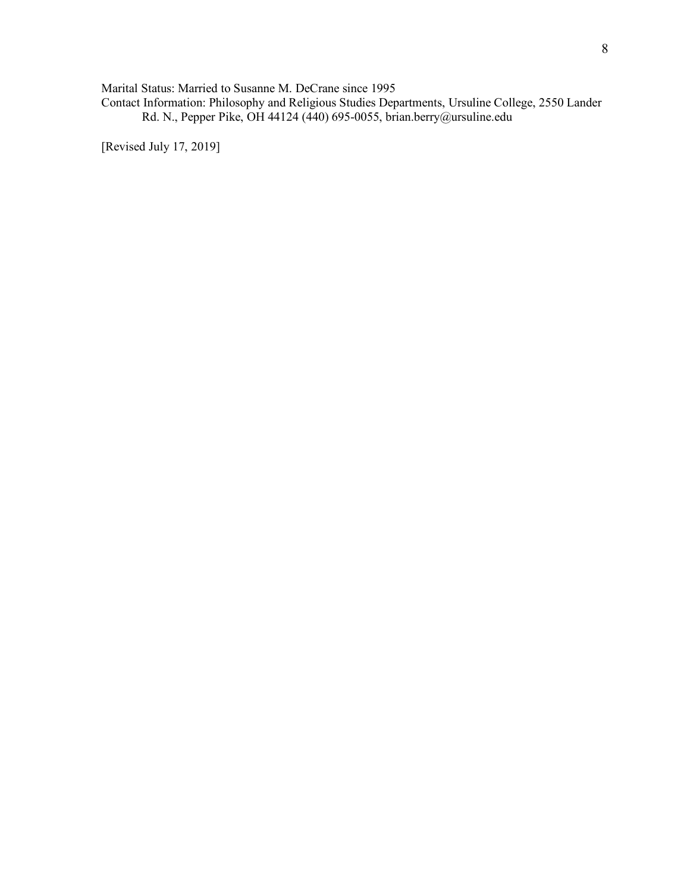Marital Status: Married to Susanne M. DeCrane since 1995

Contact Information: Philosophy and Religious Studies Departments, Ursuline College, 2550 Lander Rd. N., Pepper Pike, OH 44124 (440) 695-0055, brian.berry@ursuline.edu

[Revised July 17, 2019]